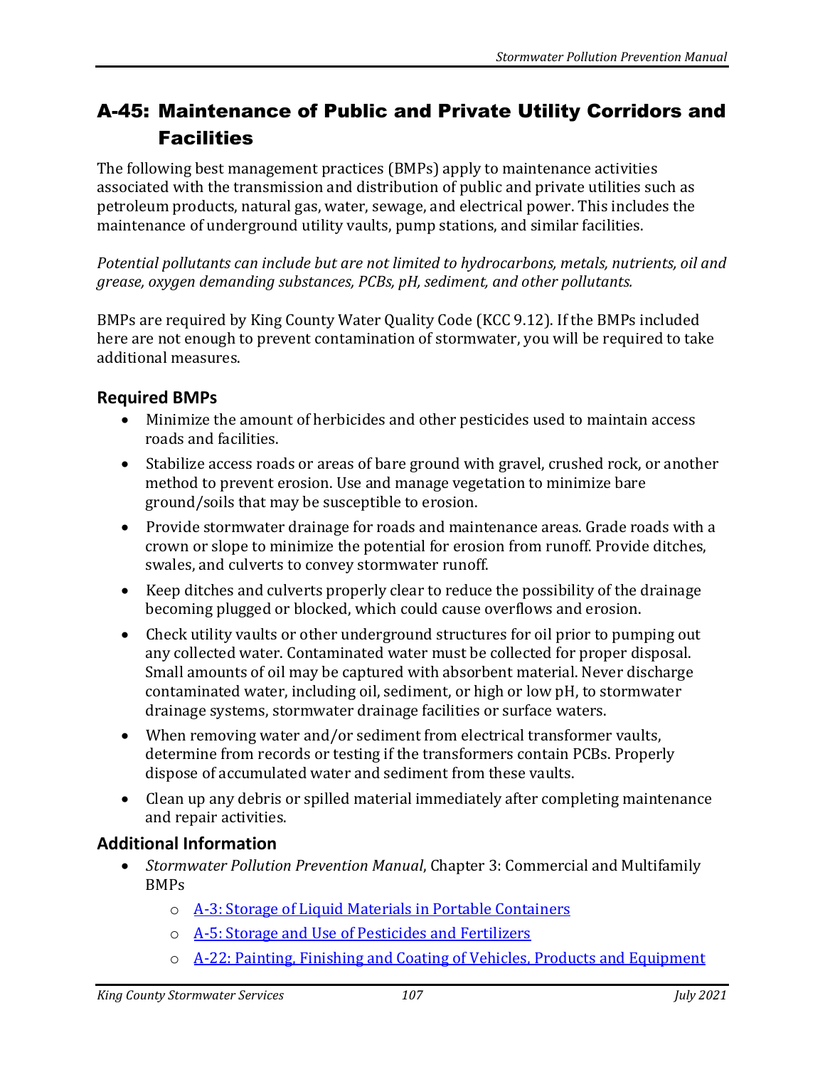# A-45: Maintenance of Public and Private Utility Corridors and Facilities

The following best management practices (BMPs) apply to maintenance activities associated with the transmission and distribution of public and private utilities such as petroleum products, natural gas, water, sewage, and electrical power. This includes the maintenance of underground utility vaults, pump stations, and similar facilities.

*Potential pollutants can include but are not limited to hydrocarbons, metals, nutrients, oil and grease, oxygen demanding substances, PCBs, pH, sediment, and other pollutants.*

BMPs are required by King County Water Quality Code (KCC 9.12). If the BMPs included here are not enough to prevent contamination of stormwater, you will be required to take additional measures.

## Required BMPs

- Minimize the amount of herbicides and other pesticides used to maintain access roads and facilities.
- Stabilize access roads or areas of bare ground with gravel, crushed rock, or another method to prevent erosion. Use and manage vegetation to minimize bare ground/soils that may be susceptible to erosion.
- Provide stormwater drainage for roads and maintenance areas. Grade roads with a crown or slope to minimize the potential for erosion from runoff. Provide ditches, swales, and culverts to convey stormwater runoff.
- Keep ditches and culverts properly clear to reduce the possibility of the drainage becoming plugged or blocked, which could cause overflows and erosion.
- Check utility vaults or other underground structures for oil prior to pumping out any collected water. Contaminated water must be collected for proper disposal. Small amounts of oil may be captured with absorbent material. Never discharge contaminated water, including oil, sediment, or high or low pH, to stormwater drainage systems, stormwater drainage facilities or surface waters.
- When removing water and/or sediment from electrical transformer vaults, determine from records or testing if the transformers contain PCBs. Properly dispose of accumulated water and sediment from these vaults.
- Clean up any debris or spilled material immediately after completing maintenance and repair activities.

## Additional Information

- *Stormwater Pollution Prevention Manual*, Chapter 3: Commercial and Multifamily BMPs
  - A-3: Storage of Liquid Materials in Portable Containers
  - A-5: Storage and Use of Pesticides and Fertilizers
  - A-22: Painting, Finishing and Coating of Vehicles, Products and Equipment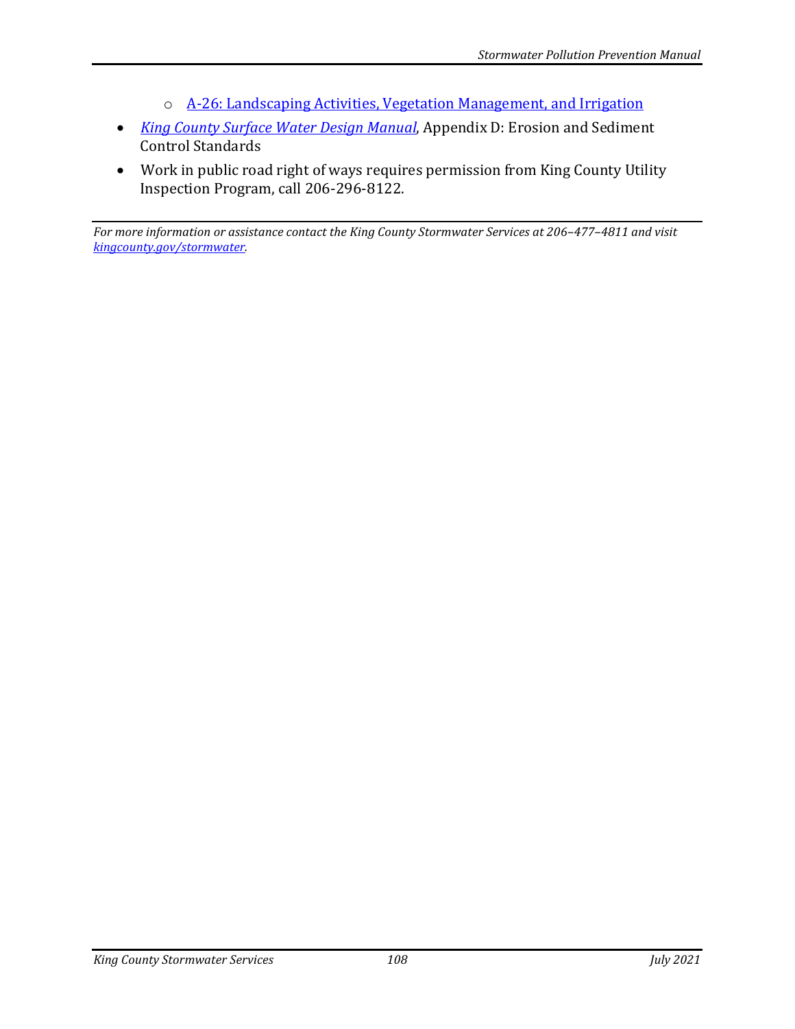- A-26: Landscaping Activities, Vegetation Management, and Irrigation
- *King County Surface Water Design Manual*, Appendix D: Erosion and Sediment Control Standards
- Work in public road right of ways requires permission from King County Utility Inspection Program, call 206-296-8122.

---

*For more information or assistance contact the King County Stormwater Services at 206–477–4811 and visit kingcounty.gov/stormwater.*